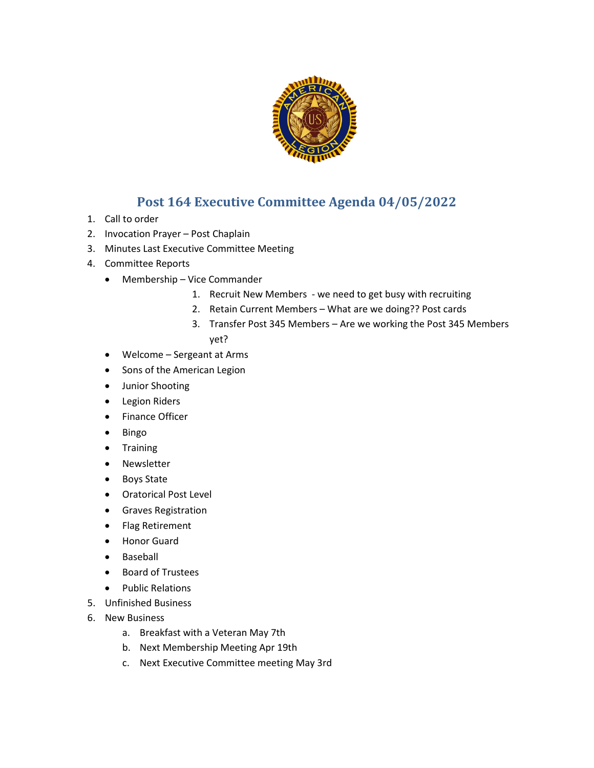# Post 164 Executive Committee Agenda 04/05/2022

1. Call to order
2. Invocation Prayer – Post Chaplain
3. Minutes Last Executive Committee Meeting
4. Committee Reports
   - Membership – Vice Commander
     1. Recruit New Members - we need to get busy with recruiting
     2. Retain Current Members – What are we doing?? Post cards
     3. Transfer Post 345 Members – Are we working the Post 345 Members yet?
   - Welcome – Sergeant at Arms
   - Sons of the American Legion
   - Junior Shooting
   - Legion Riders
   - Finance Officer
   - Bingo
   - Training
   - Newsletter
   - Boys State
   - Oratorical Post Level
   - Graves Registration
   - Flag Retirement
   - Honor Guard
   - Baseball
   - Board of Trustees
   - Public Relations
5. Unfinished Business
6. New Business
   a. Breakfast with a Veteran May 7th
   b. Next Membership Meeting Apr 19th
   c. Next Executive Committee meeting May 3rd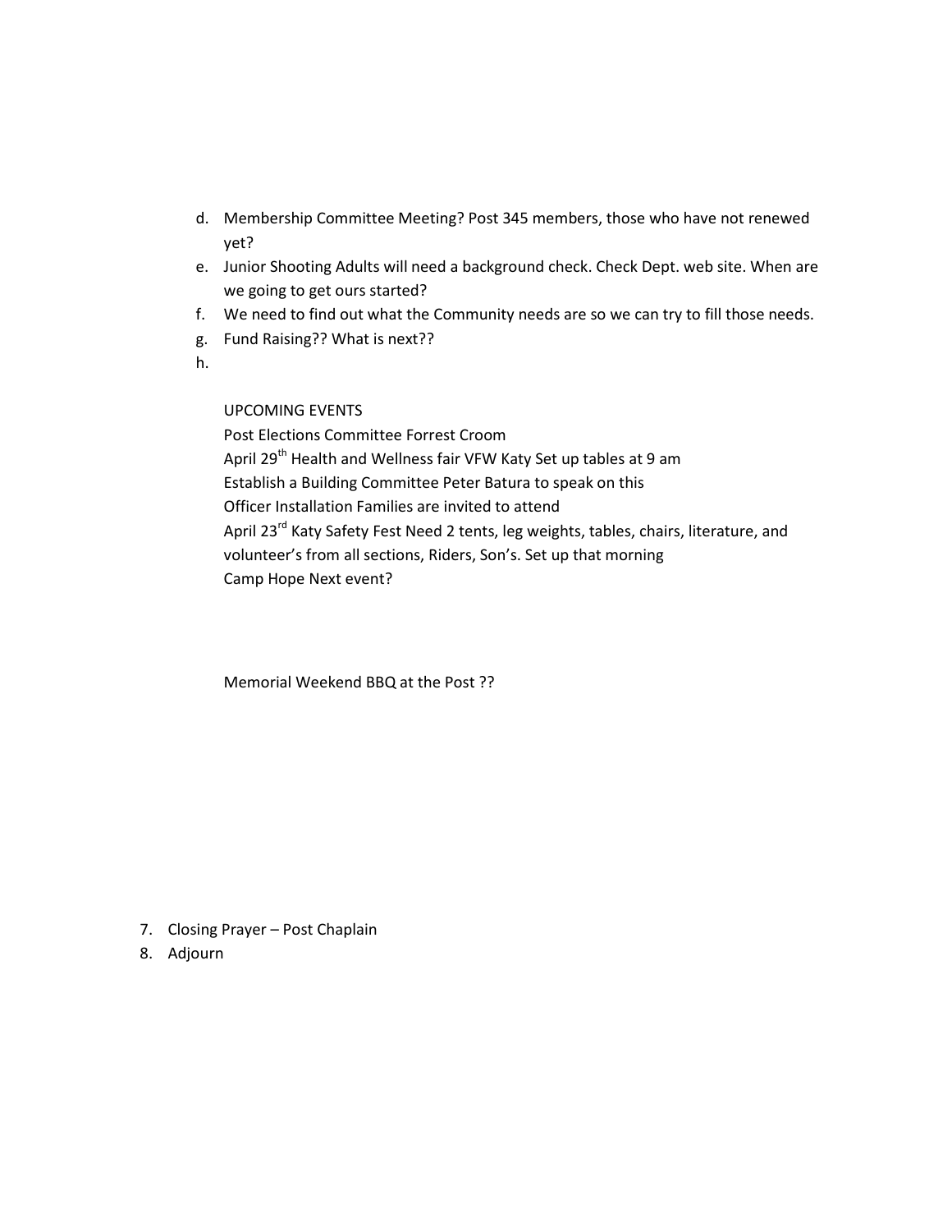d. Membership Committee Meeting? Post 345 members, those who have not renewed yet?
e. Junior Shooting Adults will need a background check. Check Dept. web site. When are we going to get ours started?
f. We need to find out what the Community needs are so we can try to fill those needs.
g. Fund Raising?? What is next??
h.

UPCOMING EVENTS
Post Elections Committee Forrest Croom
April 29th Health and Wellness fair VFW Katy Set up tables at 9 am
Establish a Building Committee Peter Batura to speak on this
Officer Installation Families are invited to attend
April 23rd Katy Safety Fest Need 2 tents, leg weights, tables, chairs, literature, and volunteer's from all sections, Riders, Son's. Set up that morning
Camp Hope Next event?

Memorial Weekend BBQ at the Post ??

7. Closing Prayer – Post Chaplain
8. Adjourn